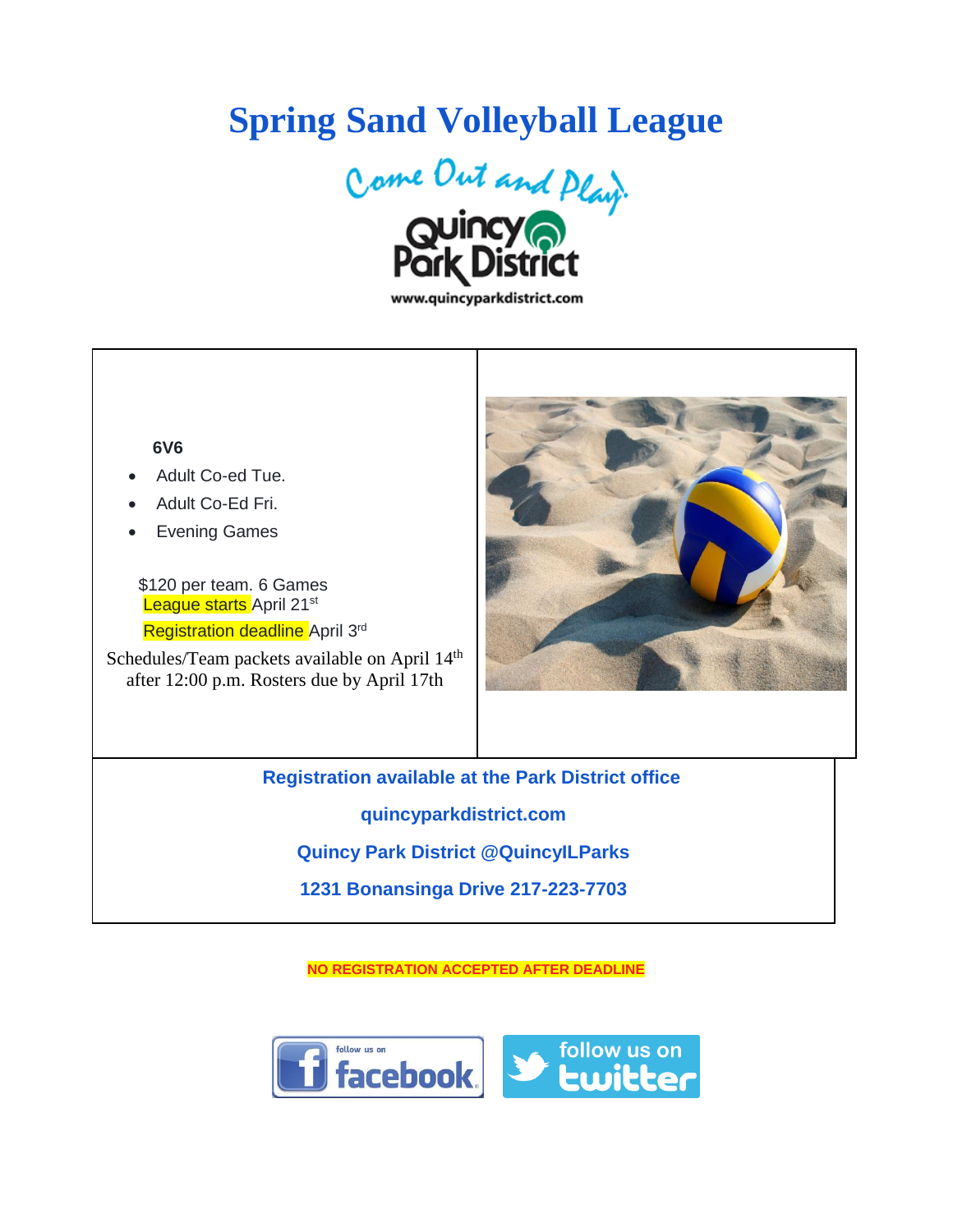# Spring Sand Volleyball League

Come Out and Play!

Quincy Park District

www.quincyparkdistrict.com

**6V6**

- Adult Co-ed Tue.
- Adult Co-Ed Fri.
- Evening Games

$120 per team. 6 Games

League starts April 21st

Registration deadline April 3rd

Schedules/Team packets available on April 14th after 12:00 p.m. Rosters due by April 17th

**Registration available at the Park District office**

**quincyparkdistrict.com**

**Quincy Park District @QuincyILParks**

**1231 Bonansinga Drive 217-223-7703**

**NO REGISTRATION ACCEPTED AFTER DEADLINE**

follow us on facebook

follow us on twitter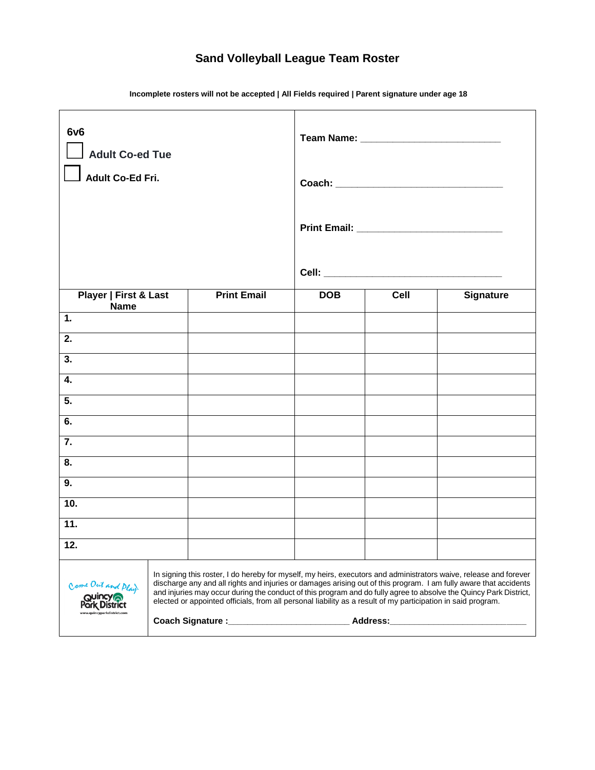# Sand Volleyball League Team Roster

**Incomplete rosters will not be accepted | All Fields required | Parent signature under age 18**

**6v6**

☐ **Adult Co-ed Tue**

☐ **Adult Co-Ed Fri.**

**Team Name:** ___________________________

**Coach:** ________________________________

**Print Email:** ____________________________

**Cell:** __________________________________

| Player \| First & Last Name | Print Email | DOB | Cell | Signature |
|---|---|---|---|---|
| 1. | | | | |
| 2. | | | | |
| 3. | | | | |
| 4. | | | | |
| 5. | | | | |
| 6. | | | | |
| 7. | | | | |
| 8. | | | | |
| 9. | | | | |
| 10. | | | | |
| 11. | | | | |
| 12. | | | | |

Come Out and Play! Quincy Park District www.quincyparkdistrict.com

In signing this roster, I do hereby for myself, my heirs, executors and administrators waive, release and forever discharge any and all rights and injuries or damages arising out of this program. I am fully aware that accidents and injuries may occur during the conduct of this program and do fully agree to absolve the Quincy Park District, elected or appointed officials, from all personal liability as a result of my participation in said program.

**Coach Signature :**_________________________ **Address:**_____________________________